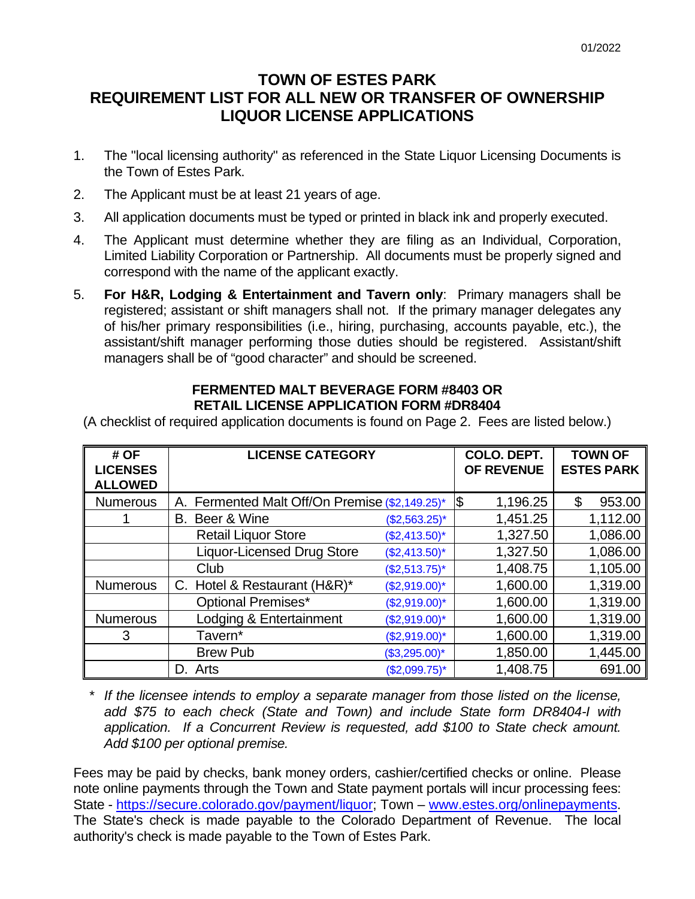01/2022

# TOWN OF ESTES PARK
# REQUIREMENT LIST FOR ALL NEW OR TRANSFER OF OWNERSHIP LIQUOR LICENSE APPLICATIONS

1. The "local licensing authority" as referenced in the State Liquor Licensing Documents is the Town of Estes Park.
2. The Applicant must be at least 21 years of age.
3. All application documents must be typed or printed in black ink and properly executed.
4. The Applicant must determine whether they are filing as an Individual, Corporation, Limited Liability Corporation or Partnership. All documents must be properly signed and correspond with the name of the applicant exactly.
5. **For H&R, Lodging & Entertainment and Tavern only**: Primary managers shall be registered; assistant or shift managers shall not. If the primary manager delegates any of his/her primary responsibilities (i.e., hiring, purchasing, accounts payable, etc.), the assistant/shift manager performing those duties should be registered. Assistant/shift managers shall be of "good character" and should be screened.

### FERMENTED MALT BEVERAGE FORM #8403 OR RETAIL LICENSE APPLICATION FORM #DR8404

(A checklist of required application documents is found on Page 2. Fees are listed below.)

| # OF LICENSES ALLOWED | LICENSE CATEGORY | | COLO. DEPT. OF REVENUE | TOWN OF ESTES PARK |
|---|---|---|---|---|
| Numerous | A. Fermented Malt Off/On Premise | ($2,149.25)* | $ 1,196.25 | $ 953.00 |
| 1 | B. Beer & Wine | ($2,563.25)* | 1,451.25 | 1,112.00 |
| | Retail Liquor Store | ($2,413.50)* | 1,327.50 | 1,086.00 |
| | Liquor-Licensed Drug Store | ($2,413.50)* | 1,327.50 | 1,086.00 |
| | Club | ($2,513.75)* | 1,408.75 | 1,105.00 |
| Numerous | C. Hotel & Restaurant (H&R)* | ($2,919.00)* | 1,600.00 | 1,319.00 |
| | Optional Premises* | ($2,919.00)* | 1,600.00 | 1,319.00 |
| Numerous | Lodging & Entertainment | ($2,919.00)* | 1,600.00 | 1,319.00 |
| 3 | Tavern* | ($2,919.00)* | 1,600.00 | 1,319.00 |
| | Brew Pub | ($3,295.00)* | 1,850.00 | 1,445.00 |
| | D. Arts | ($2,099.75)* | 1,408.75 | 691.00 |

\* *If the licensee intends to employ a separate manager from those listed on the license, add $75 to each check (State and Town) and include State form DR8404-I with application. If a Concurrent Review is requested, add $100 to State check amount. Add $100 per optional premise.*

Fees may be paid by checks, bank money orders, cashier/certified checks or online. Please note online payments through the Town and State payment portals will incur processing fees: State - https://secure.colorado.gov/payment/liquor; Town – www.estes.org/onlinepayments. The State's check is made payable to the Colorado Department of Revenue. The local authority's check is made payable to the Town of Estes Park.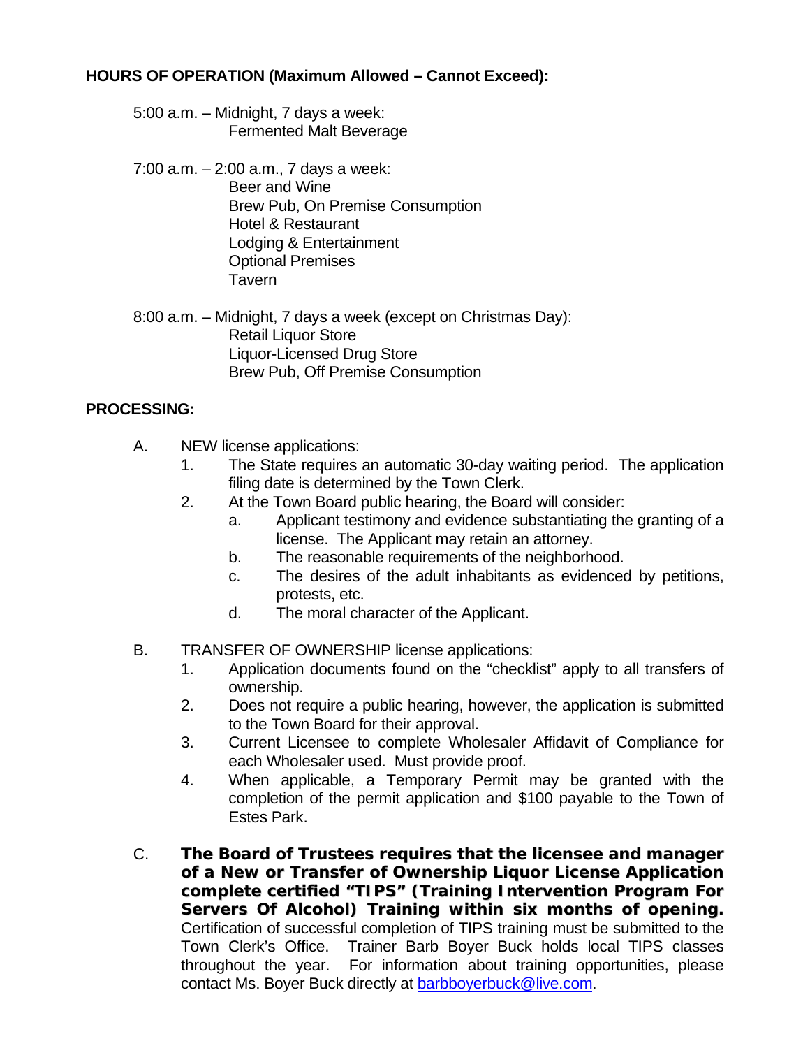**HOURS OF OPERATION (Maximum Allowed – Cannot Exceed):**

5:00 a.m. – Midnight, 7 days a week:
- Fermented Malt Beverage

7:00 a.m. – 2:00 a.m., 7 days a week:
- Beer and Wine
- Brew Pub, On Premise Consumption
- Hotel & Restaurant
- Lodging & Entertainment
- Optional Premises
- Tavern

8:00 a.m. – Midnight, 7 days a week (except on Christmas Day):
- Retail Liquor Store
- Liquor-Licensed Drug Store
- Brew Pub, Off Premise Consumption

**PROCESSING:**

A. NEW license applications:
   1. The State requires an automatic 30-day waiting period. The application filing date is determined by the Town Clerk.
   2. At the Town Board public hearing, the Board will consider:
      a. Applicant testimony and evidence substantiating the granting of a license. The Applicant may retain an attorney.
      b. The reasonable requirements of the neighborhood.
      c. The desires of the adult inhabitants as evidenced by petitions, protests, etc.
      d. The moral character of the Applicant.

B. TRANSFER OF OWNERSHIP license applications:
   1. Application documents found on the "checklist" apply to all transfers of ownership.
   2. Does not require a public hearing, however, the application is submitted to the Town Board for their approval.
   3. Current Licensee to complete Wholesaler Affidavit of Compliance for each Wholesaler used. Must provide proof.
   4. When applicable, a Temporary Permit may be granted with the completion of the permit application and $100 payable to the Town of Estes Park.

C. **The Board of Trustees requires that the licensee and manager of a New or Transfer of Ownership Liquor License Application complete certified "TIPS" (Training Intervention Program For Servers Of Alcohol) Training within six months of opening.** Certification of successful completion of TIPS training must be submitted to the Town Clerk's Office. Trainer Barb Boyer Buck holds local TIPS classes throughout the year. For information about training opportunities, please contact Ms. Boyer Buck directly at barbboyerbuck@live.com.